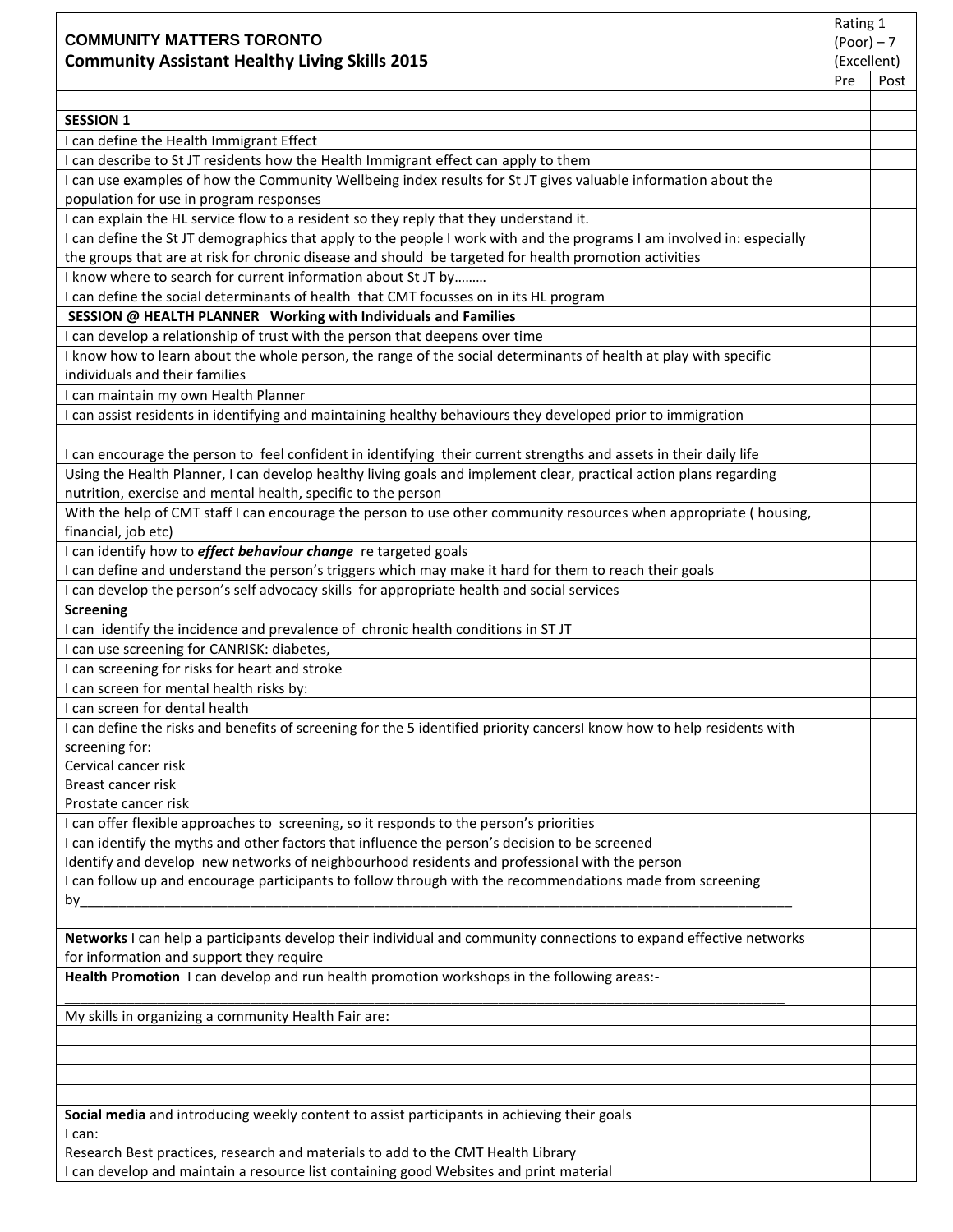| COMMUNITY MATTERS TORONTO<br>**Community Assistant Healthy Living Skills 2015** | Rating 1 (Poor) – 7 (Excellent) | |
|---|---|---|
| | Pre | Post |
| | | |
| **SESSION 1** | | |
| I can define the Health Immigrant Effect | | |
| I can describe to St JT residents how the Health Immigrant effect can apply to them | | |
| I can use examples of how the Community Wellbeing index results for St JT gives valuable information about the population for use in program responses | | |
| I can explain the HL service flow to a resident so they reply that they understand it. | | |
| I can define the St JT demographics that apply to the people I work with and the programs I am involved in: especially the groups that are at risk for chronic disease and should be targeted for health promotion activities | | |
| I know where to search for current information about St JT by……… | | |
| I can define the social determinants of health that CMT focusses on in its HL program | | |
| **SESSION @ HEALTH PLANNER Working with Individuals and Families** | | |
| I can develop a relationship of trust with the person that deepens over time | | |
| I know how to learn about the whole person, the range of the social determinants of health at play with specific individuals and their families | | |
| I can maintain my own Health Planner | | |
| I can assist residents in identifying and maintaining healthy behaviours they developed prior to immigration | | |
| | | |
| I can encourage the person to feel confident in identifying their current strengths and assets in their daily life | | |
| Using the Health Planner, I can develop healthy living goals and implement clear, practical action plans regarding nutrition, exercise and mental health, specific to the person | | |
| With the help of CMT staff I can encourage the person to use other community resources when appropriate ( housing, financial, job etc) | | |
| I can identify how to ***effect behaviour change*** re targeted goals<br>I can define and understand the person's triggers which may make it hard for them to reach their goals | | |
| I can develop the person's self advocacy skills for appropriate health and social services | | |
| **Screening**<br>I can identify the incidence and prevalence of chronic health conditions in ST JT | | |
| I can use screening for CANRISK: diabetes, | | |
| I can screening for risks for heart and stroke | | |
| I can screen for mental health risks by: | | |
| I can screen for dental health | | |
| I can define the risks and benefits of screening for the 5 identified priority cancersI know how to help residents with screening for:<br>Cervical cancer risk<br>Breast cancer risk<br>Prostate cancer risk | | |
| I can offer flexible approaches to screening, so it responds to the person's priorities<br>I can identify the myths and other factors that influence the person's decision to be screened<br>Identify and develop new networks of neighbourhood residents and professional with the person<br>I can follow up and encourage participants to follow through with the recommendations made from screening by___________________________________________________________________________________________ | | |
| **Networks** I can help a participants develop their individual and community connections to expand effective networks for information and support they require | | |
| **Health Promotion** I can develop and run health promotion workshops in the following areas:-<br>___________________________________________________________________________________________ | | |
| My skills in organizing a community Health Fair are: | | |
| | | |
| | | |
| | | |
| | | |
| **Social media** and introducing weekly content to assist participants in achieving their goals<br>I can:<br>Research Best practices, research and materials to add to the CMT Health Library<br>I can develop and maintain a resource list containing good Websites and print material | | |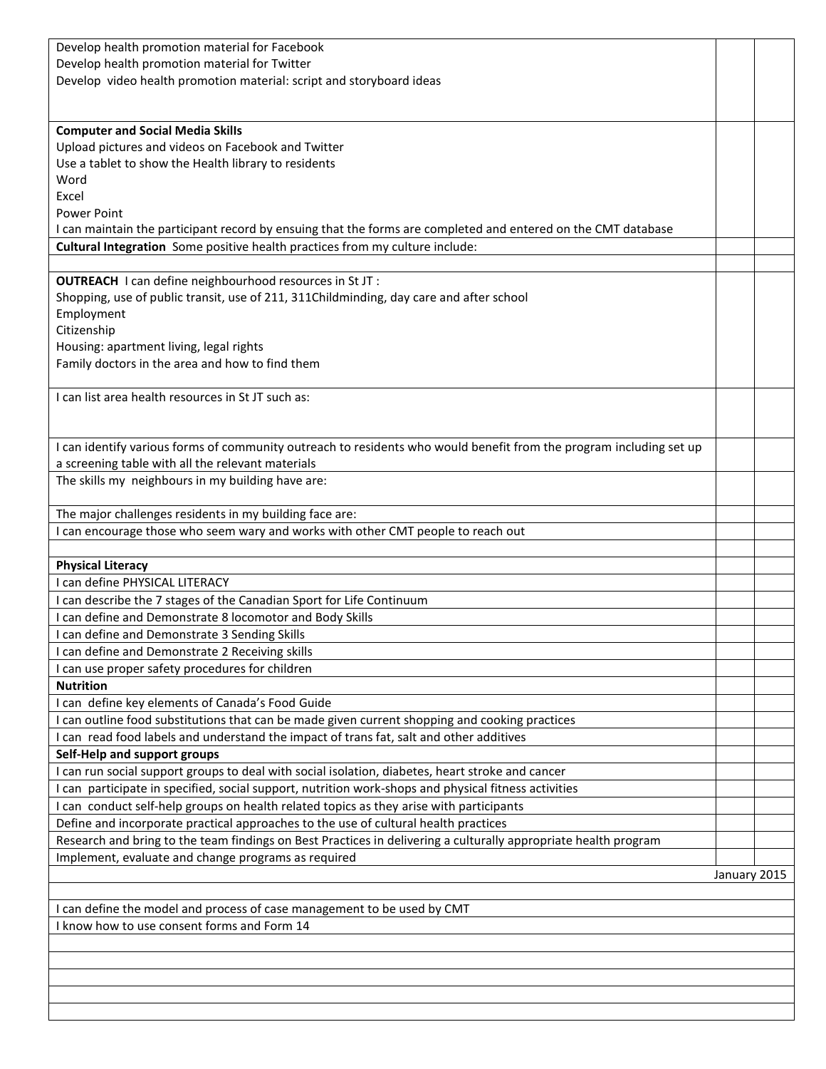| | | |
|---|---|---|
| Develop health promotion material for Facebook<br>Develop health promotion material for Twitter<br>Develop video health promotion material: script and storyboard ideas | | |
| **Computer and Social Media Skills**<br>Upload pictures and videos on Facebook and Twitter<br>Use a tablet to show the Health library to residents<br>Word<br>Excel<br>Power Point<br>I can maintain the participant record by ensuing that the forms are completed and entered on the CMT database | | |
| **Cultural Integration** Some positive health practices from my culture include: | | |
| | | |
| **OUTREACH** I can define neighbourhood resources in St JT :<br>Shopping, use of public transit, use of 211, 311Childminding, day care and after school<br>Employment<br>Citizenship<br>Housing: apartment living, legal rights<br>Family doctors in the area and how to find them | | |
| I can list area health resources in St JT such as: | | |
| I can identify various forms of community outreach to residents who would benefit from the program including set up a screening table with all the relevant materials | | |
| The skills my neighbours in my building have are: | | |
| The major challenges residents in my building face are: | | |
| I can encourage those who seem wary and works with other CMT people to reach out | | |
| | | |
| **Physical Literacy** | | |
| I can define PHYSICAL LITERACY | | |
| I can describe the 7 stages of the Canadian Sport for Life Continuum | | |
| I can define and Demonstrate 8 locomotor and Body Skills | | |
| I can define and Demonstrate 3 Sending Skills | | |
| I can define and Demonstrate 2 Receiving skills | | |
| I can use proper safety procedures for children | | |
| **Nutrition** | | |
| I can define key elements of Canada's Food Guide | | |
| I can outline food substitutions that can be made given current shopping and cooking practices | | |
| I can read food labels and understand the impact of trans fat, salt and other additives | | |
| **Self-Help and support groups** | | |
| I can run social support groups to deal with social isolation, diabetes, heart stroke and cancer | | |
| I can participate in specified, social support, nutrition work-shops and physical fitness activities | | |
| I can conduct self-help groups on health related topics as they arise with participants | | |
| Define and incorporate practical approaches to the use of cultural health practices | | |
| Research and bring to the team findings on Best Practices in delivering a culturally appropriate health program | | |
| Implement, evaluate and change programs as required | | |

January 2015

| |
|---|
| |
| I can define the model and process of case management to be used by CMT |
| I know how to use consent forms and Form 14 |
| |
| |
| |
| |
| |